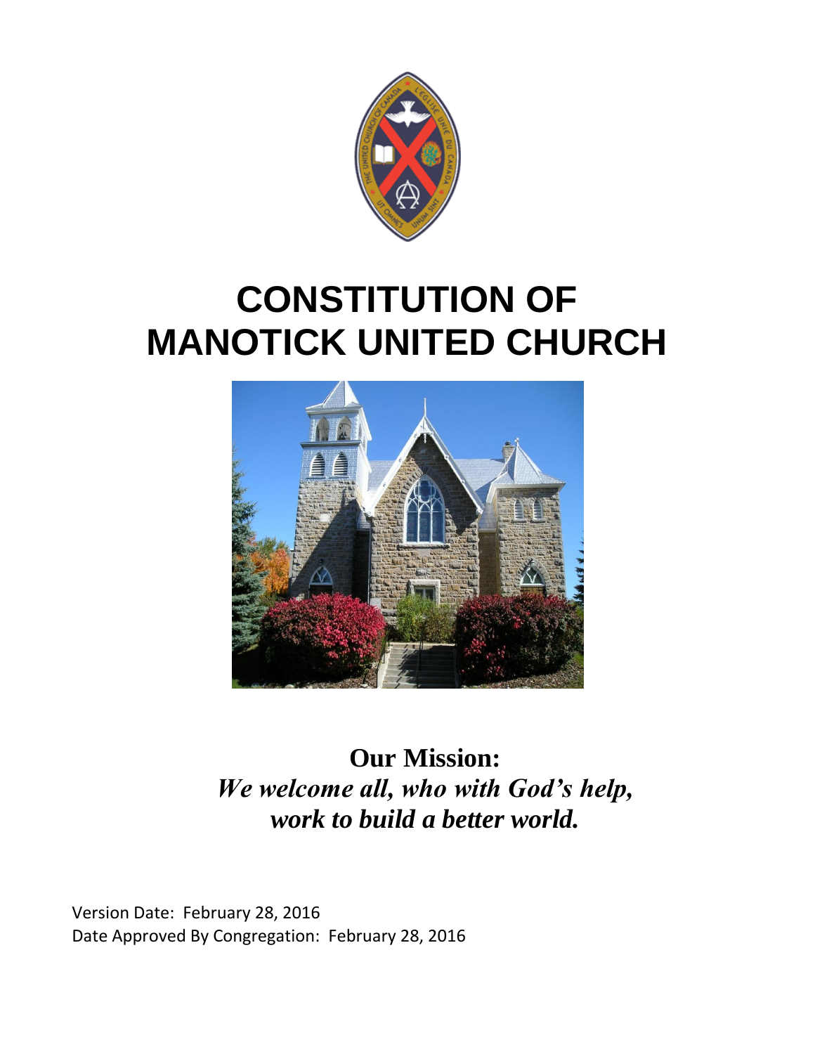# CONSTITUTION OF MANOTICK UNITED CHURCH

**Our Mission:**

***We welcome all, who with God's help, work to build a better world.***

Version Date: February 28, 2016

Date Approved By Congregation: February 28, 2016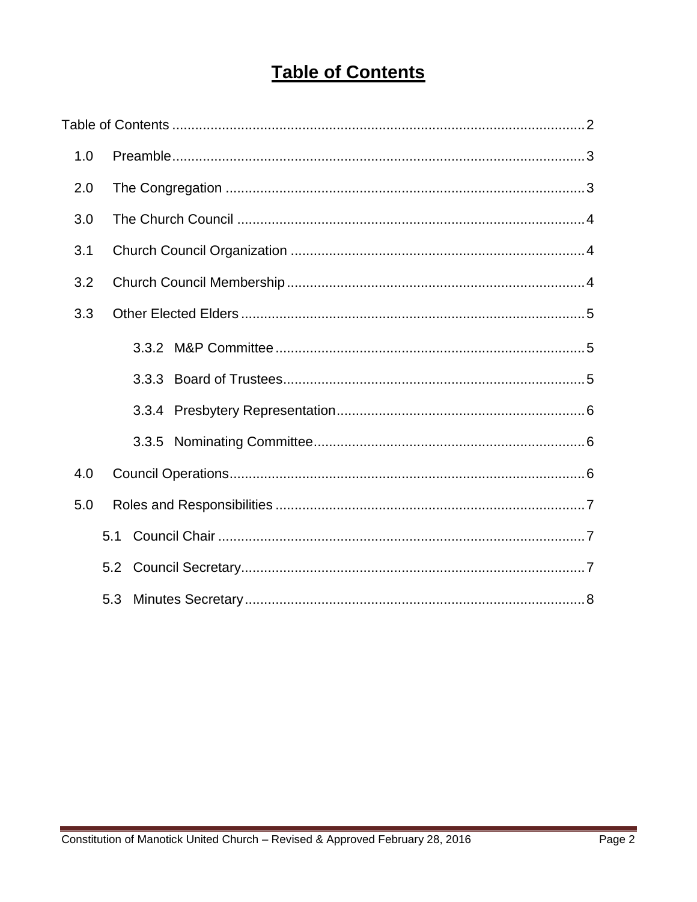# Table of Contents

Table of Contents ........................................................................................................ 2

1.0 Preamble ........................................................................................................ 3

2.0 The Congregation ........................................................................................... 3

3.0 The Church Council ........................................................................................ 4

3.1 Church Council Organization .......................................................................... 4

3.2 Church Council Membership ........................................................................... 4

3.3 Other Elected Elders ....................................................................................... 5

- 3.3.2 M&P Committee ................................................................................ 5
- 3.3.3 Board of Trustees ............................................................................. 5
- 3.3.4 Presbytery Representation ................................................................ 6
- 3.3.5 Nominating Committee ...................................................................... 6

4.0 Council Operations .......................................................................................... 6

5.0 Roles and Responsibilities ............................................................................... 7

- 5.1 Council Chair ............................................................................................... 7
- 5.2 Council Secretary ......................................................................................... 7
- 5.3 Minutes Secretary ......................................................................................... 8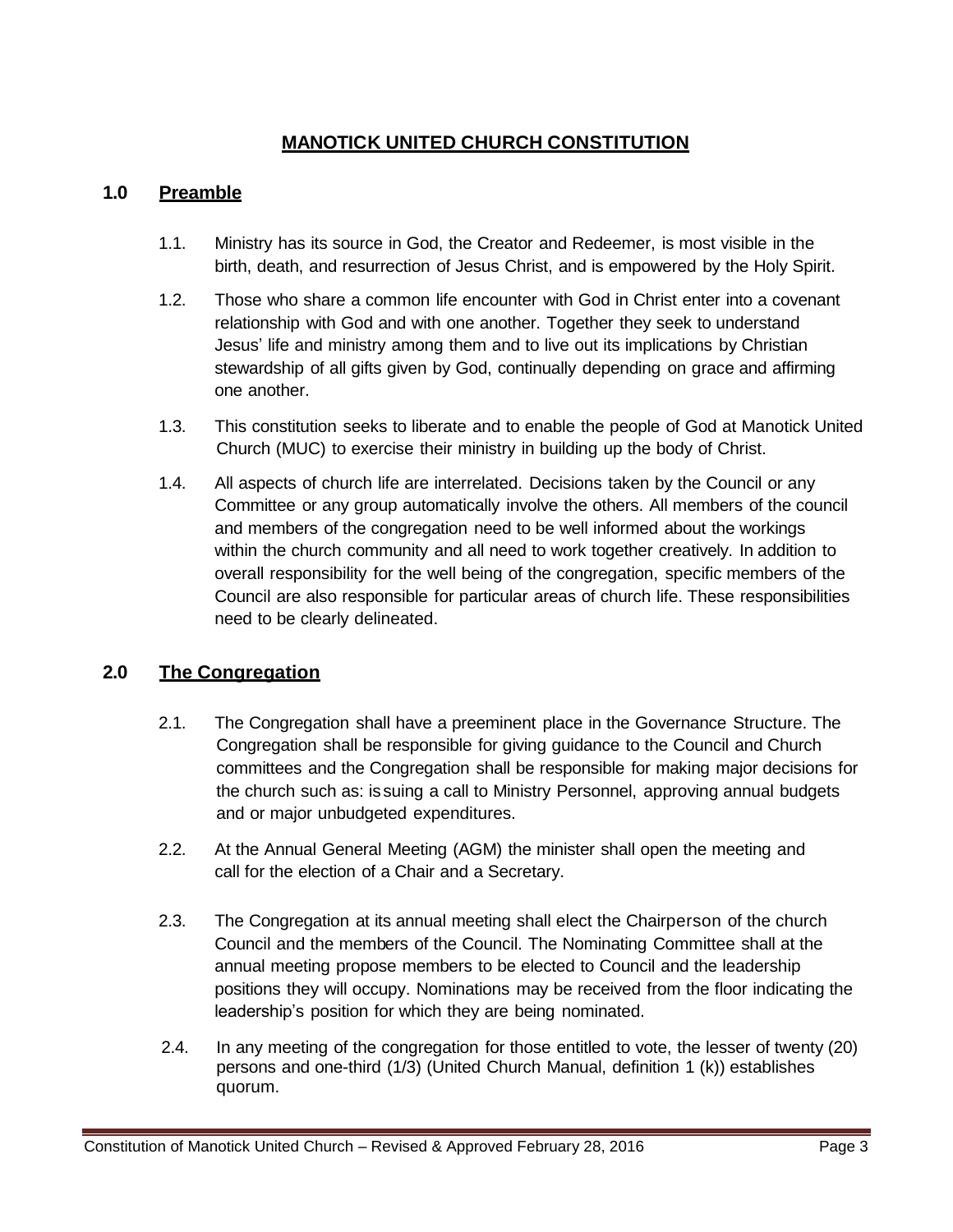# MANOTICK UNITED CHURCH CONSTITUTION

## 1.0 Preamble

1.1. Ministry has its source in God, the Creator and Redeemer, is most visible in the birth, death, and resurrection of Jesus Christ, and is empowered by the Holy Spirit.

1.2. Those who share a common life encounter with God in Christ enter into a covenant relationship with God and with one another. Together they seek to understand Jesus' life and ministry among them and to live out its implications by Christian stewardship of all gifts given by God, continually depending on grace and affirming one another.

1.3. This constitution seeks to liberate and to enable the people of God at Manotick United Church (MUC) to exercise their ministry in building up the body of Christ.

1.4. All aspects of church life are interrelated. Decisions taken by the Council or any Committee or any group automatically involve the others. All members of the council and members of the congregation need to be well informed about the workings within the church community and all need to work together creatively. In addition to overall responsibility for the well being of the congregation, specific members of the Council are also responsible for particular areas of church life. These responsibilities need to be clearly delineated.

## 2.0 The Congregation

2.1. The Congregation shall have a preeminent place in the Governance Structure. The Congregation shall be responsible for giving guidance to the Council and Church committees and the Congregation shall be responsible for making major decisions for the church such as: issuing a call to Ministry Personnel, approving annual budgets and or major unbudgeted expenditures.

2.2. At the Annual General Meeting (AGM) the minister shall open the meeting and call for the election of a Chair and a Secretary.

2.3. The Congregation at its annual meeting shall elect the Chairperson of the church Council and the members of the Council. The Nominating Committee shall at the annual meeting propose members to be elected to Council and the leadership positions they will occupy. Nominations may be received from the floor indicating the leadership's position for which they are being nominated.

2.4. In any meeting of the congregation for those entitled to vote, the lesser of twenty (20) persons and one-third (1/3) (United Church Manual, definition 1 (k)) establishes quorum.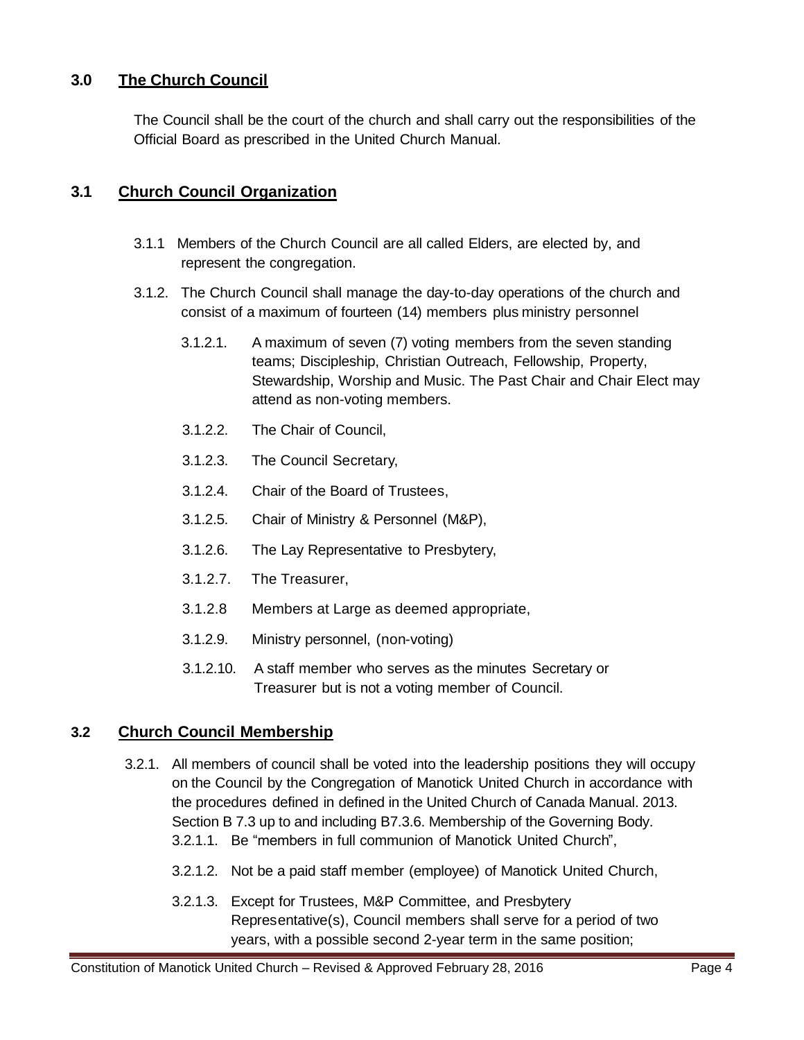## 3.0 The Church Council

The Council shall be the court of the church and shall carry out the responsibilities of the Official Board as prescribed in the United Church Manual.

## 3.1 Church Council Organization

3.1.1 Members of the Church Council are all called Elders, are elected by, and represent the congregation.

3.1.2. The Church Council shall manage the day-to-day operations of the church and consist of a maximum of fourteen (14) members plus ministry personnel

- 3.1.2.1. A maximum of seven (7) voting members from the seven standing teams; Discipleship, Christian Outreach, Fellowship, Property, Stewardship, Worship and Music. The Past Chair and Chair Elect may attend as non-voting members.
- 3.1.2.2. The Chair of Council,
- 3.1.2.3. The Council Secretary,
- 3.1.2.4. Chair of the Board of Trustees,
- 3.1.2.5. Chair of Ministry & Personnel (M&P),
- 3.1.2.6. The Lay Representative to Presbytery,
- 3.1.2.7. The Treasurer,
- 3.1.2.8 Members at Large as deemed appropriate,
- 3.1.2.9. Ministry personnel, (non-voting)
- 3.1.2.10. A staff member who serves as the minutes Secretary or Treasurer but is not a voting member of Council.

## 3.2 Church Council Membership

3.2.1. All members of council shall be voted into the leadership positions they will occupy on the Council by the Congregation of Manotick United Church in accordance with the procedures defined in defined in the United Church of Canada Manual. 2013. Section B 7.3 up to and including B7.3.6. Membership of the Governing Body.

- 3.2.1.1. Be "members in full communion of Manotick United Church",
- 3.2.1.2. Not be a paid staff member (employee) of Manotick United Church,
- 3.2.1.3. Except for Trustees, M&P Committee, and Presbytery Representative(s), Council members shall serve for a period of two years, with a possible second 2-year term in the same position;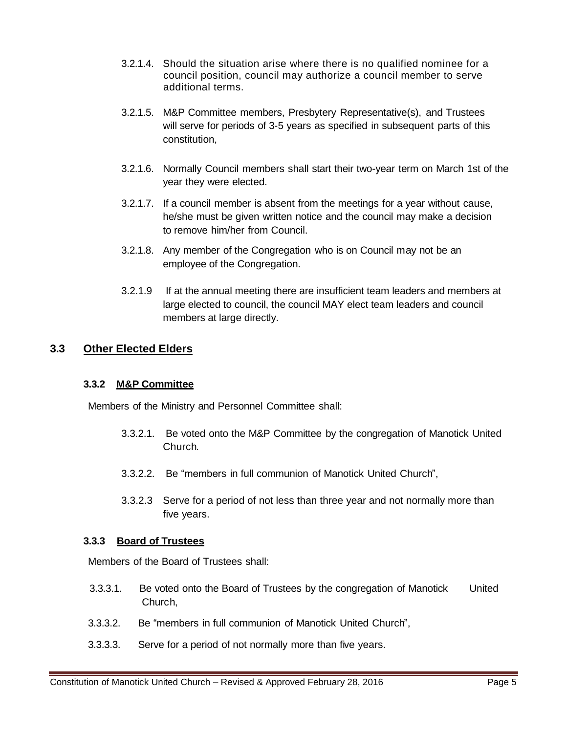3.2.1.4. Should the situation arise where there is no qualified nominee for a council position, council may authorize a council member to serve additional terms.

3.2.1.5. M&P Committee members, Presbytery Representative(s), and Trustees will serve for periods of 3-5 years as specified in subsequent parts of this constitution,

3.2.1.6. Normally Council members shall start their two-year term on March 1st of the year they were elected.

3.2.1.7. If a council member is absent from the meetings for a year without cause, he/she must be given written notice and the council may make a decision to remove him/her from Council.

3.2.1.8. Any member of the Congregation who is on Council may not be an employee of the Congregation.

3.2.1.9 If at the annual meeting there are insufficient team leaders and members at large elected to council, the council MAY elect team leaders and council members at large directly.

## 3.3 Other Elected Elders

### 3.3.2 M&P Committee

Members of the Ministry and Personnel Committee shall:

3.3.2.1. Be voted onto the M&P Committee by the congregation of Manotick United Church.

3.3.2.2. Be "members in full communion of Manotick United Church",

3.3.2.3 Serve for a period of not less than three year and not normally more than five years.

### 3.3.3 Board of Trustees

Members of the Board of Trustees shall:

3.3.3.1. Be voted onto the Board of Trustees by the congregation of Manotick United Church,

3.3.3.2. Be "members in full communion of Manotick United Church",

3.3.3.3. Serve for a period of not normally more than five years.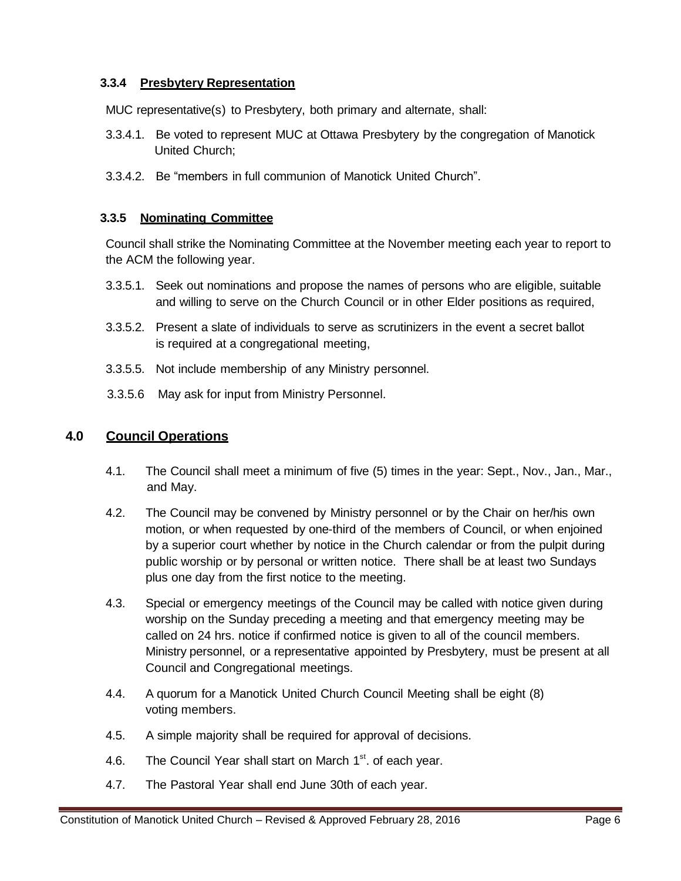### 3.3.4 Presbytery Representation

MUC representative(s) to Presbytery, both primary and alternate, shall:

3.3.4.1. Be voted to represent MUC at Ottawa Presbytery by the congregation of Manotick United Church;

3.3.4.2. Be “members in full communion of Manotick United Church”.

### 3.3.5 Nominating Committee

Council shall strike the Nominating Committee at the November meeting each year to report to the ACM the following year.

3.3.5.1. Seek out nominations and propose the names of persons who are eligible, suitable and willing to serve on the Church Council or in other Elder positions as required,

3.3.5.2. Present a slate of individuals to serve as scrutinizers in the event a secret ballot is required at a congregational meeting,

3.3.5.5. Not include membership of any Ministry personnel.

3.3.5.6 May ask for input from Ministry Personnel.

## 4.0 Council Operations

4.1. The Council shall meet a minimum of five (5) times in the year: Sept., Nov., Jan., Mar., and May.

4.2. The Council may be convened by Ministry personnel or by the Chair on her/his own motion, or when requested by one-third of the members of Council, or when enjoined by a superior court whether by notice in the Church calendar or from the pulpit during public worship or by personal or written notice. There shall be at least two Sundays plus one day from the first notice to the meeting.

4.3. Special or emergency meetings of the Council may be called with notice given during worship on the Sunday preceding a meeting and that emergency meeting may be called on 24 hrs. notice if confirmed notice is given to all of the council members. Ministry personnel, or a representative appointed by Presbytery, must be present at all Council and Congregational meetings.

4.4. A quorum for a Manotick United Church Council Meeting shall be eight (8) voting members.

4.5. A simple majority shall be required for approval of decisions.

4.6. The Council Year shall start on March 1st. of each year.

4.7. The Pastoral Year shall end June 30th of each year.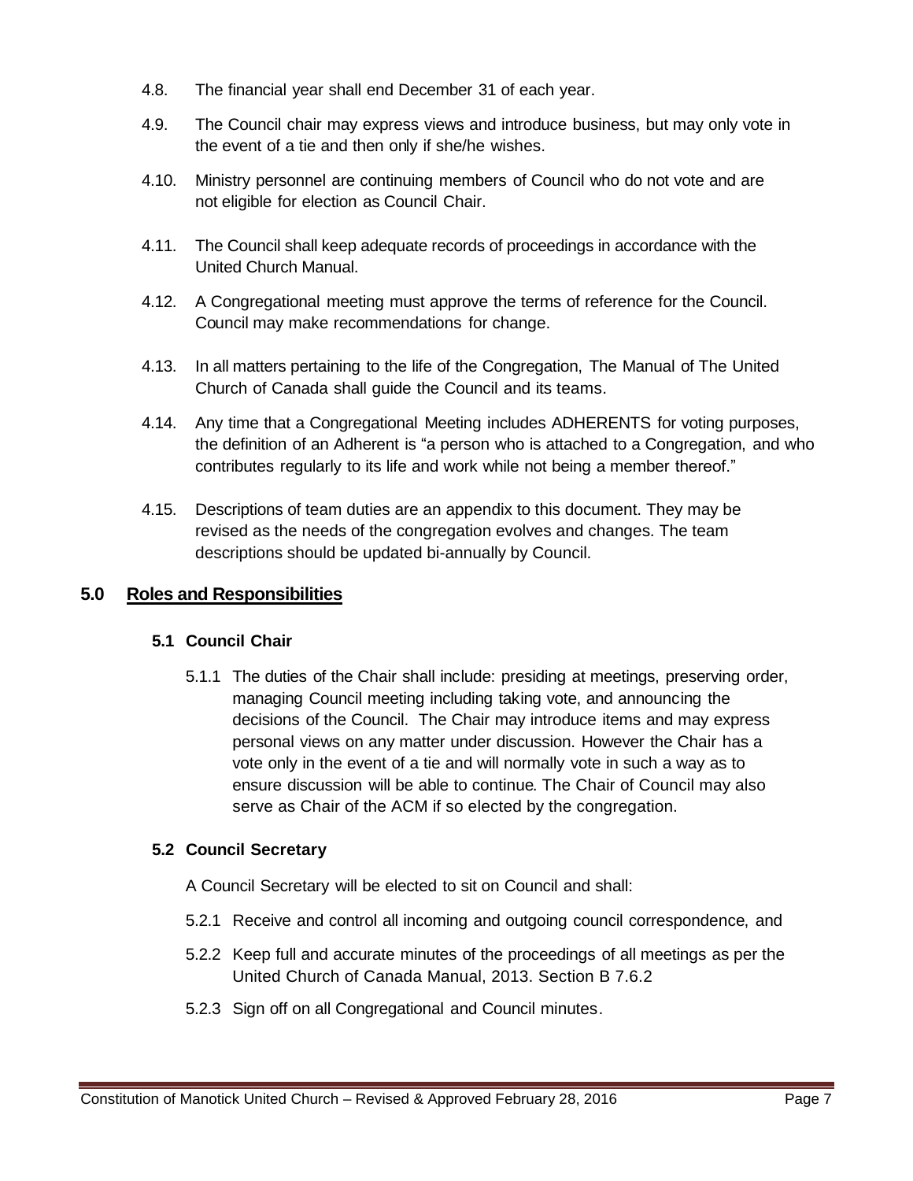4.8. The financial year shall end December 31 of each year.

4.9. The Council chair may express views and introduce business, but may only vote in the event of a tie and then only if she/he wishes.

4.10. Ministry personnel are continuing members of Council who do not vote and are not eligible for election as Council Chair.

4.11. The Council shall keep adequate records of proceedings in accordance with the United Church Manual.

4.12. A Congregational meeting must approve the terms of reference for the Council. Council may make recommendations for change.

4.13. In all matters pertaining to the life of the Congregation, The Manual of The United Church of Canada shall guide the Council and its teams.

4.14. Any time that a Congregational Meeting includes ADHERENTS for voting purposes, the definition of an Adherent is "a person who is attached to a Congregation, and who contributes regularly to its life and work while not being a member thereof."

4.15. Descriptions of team duties are an appendix to this document. They may be revised as the needs of the congregation evolves and changes. The team descriptions should be updated bi-annually by Council.

## 5.0 Roles and Responsibilities

### 5.1 Council Chair

5.1.1 The duties of the Chair shall include: presiding at meetings, preserving order, managing Council meeting including taking vote, and announcing the decisions of the Council. The Chair may introduce items and may express personal views on any matter under discussion. However the Chair has a vote only in the event of a tie and will normally vote in such a way as to ensure discussion will be able to continue. The Chair of Council may also serve as Chair of the ACM if so elected by the congregation.

### 5.2 Council Secretary

A Council Secretary will be elected to sit on Council and shall:

5.2.1 Receive and control all incoming and outgoing council correspondence, and

5.2.2 Keep full and accurate minutes of the proceedings of all meetings as per the United Church of Canada Manual, 2013. Section B 7.6.2

5.2.3 Sign off on all Congregational and Council minutes.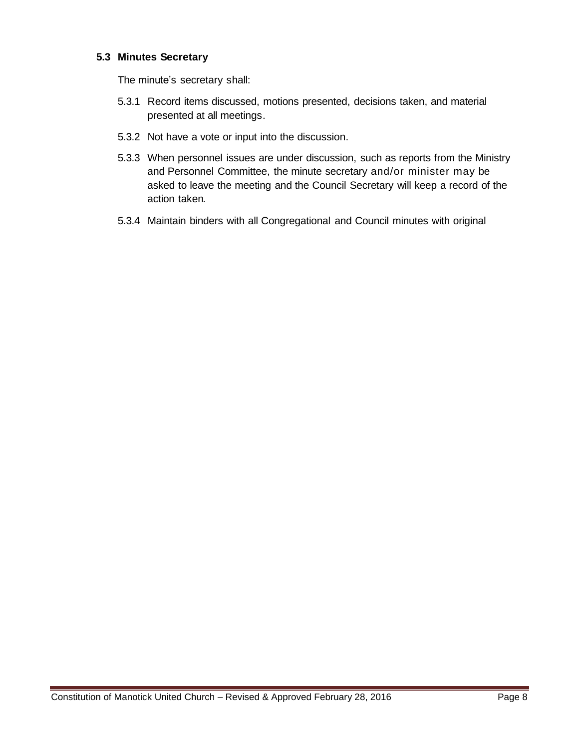### 5.3 Minutes Secretary

The minute's secretary shall:

5.3.1 Record items discussed, motions presented, decisions taken, and material presented at all meetings.

5.3.2 Not have a vote or input into the discussion.

5.3.3 When personnel issues are under discussion, such as reports from the Ministry and Personnel Committee, the minute secretary and/or minister may be asked to leave the meeting and the Council Secretary will keep a record of the action taken.

5.3.4 Maintain binders with all Congregational and Council minutes with original